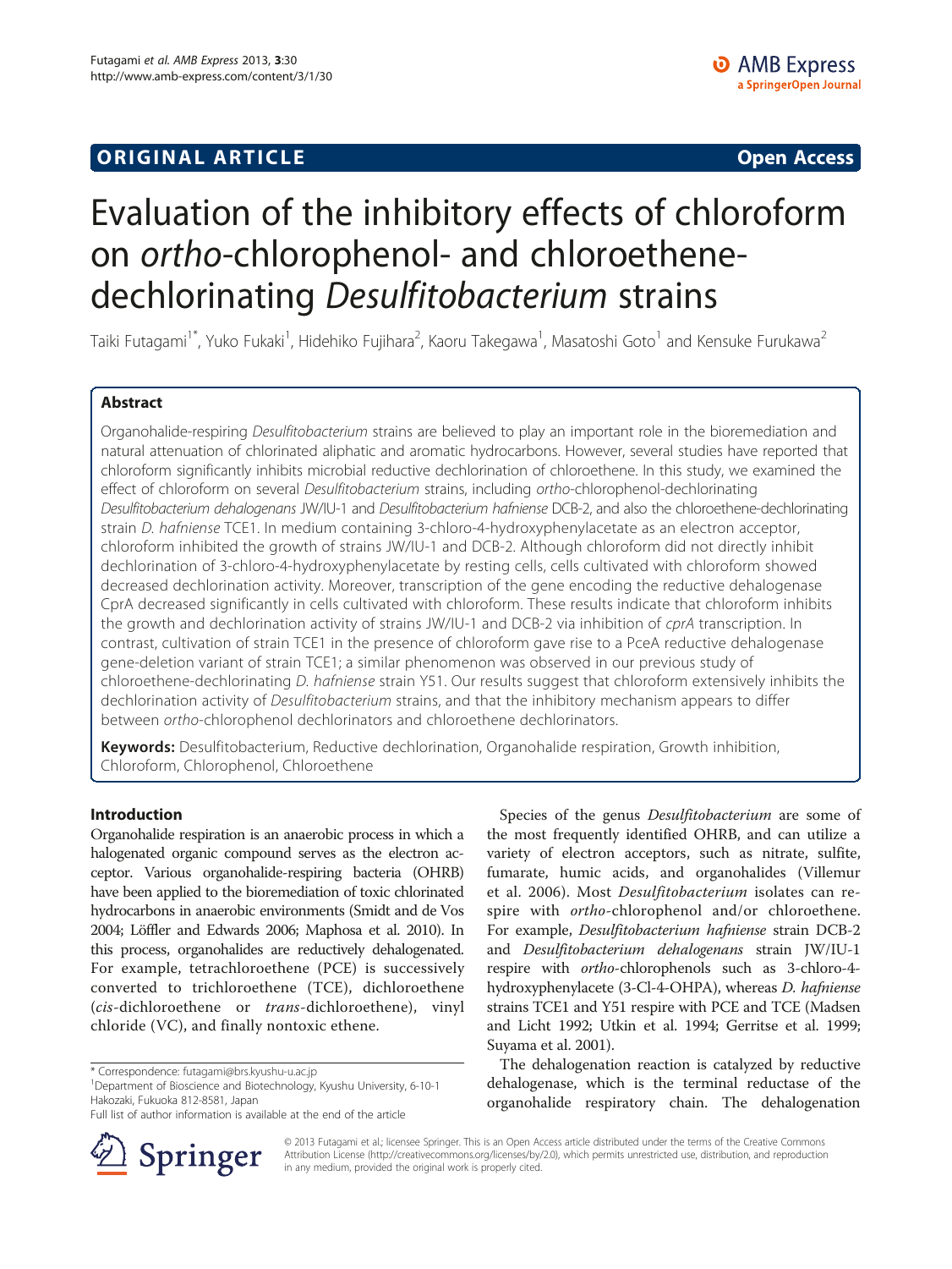ORIGINAL ARTICLE Open Access

# Evaluation of the inhibitory effects of chloroform on *ortho*-chlorophenol- and chloroethene-dechlorinating *Desulfitobacterium* strains

Taiki Futagami[1*], Yuko Fukaki[1], Hidehiko Fujihara[2], Kaoru Takegawa[1], Masatoshi Goto[1] and Kensuke Furukawa[2]

## Abstract

Organohalide-respiring *Desulfitobacterium* strains are believed to play an important role in the bioremediation and natural attenuation of chlorinated aliphatic and aromatic hydrocarbons. However, several studies have reported that chloroform significantly inhibits microbial reductive dechlorination of chloroethene. In this study, we examined the effect of chloroform on several *Desulfitobacterium* strains, including *ortho*-chlorophenol-dechlorinating *Desulfitobacterium dehalogenans* JW/IU-1 and *Desulfitobacterium hafniense* DCB-2, and also the chloroethene-dechlorinating strain *D. hafniense* TCE1. In medium containing 3-chloro-4-hydroxyphenylacetate as an electron acceptor, chloroform inhibited the growth of strains JW/IU-1 and DCB-2. Although chloroform did not directly inhibit dechlorination of 3-chloro-4-hydroxyphenylacetate by resting cells, cells cultivated with chloroform showed decreased dechlorination activity. Moreover, transcription of the gene encoding the reductive dehalogenase CprA decreased significantly in cells cultivated with chloroform. These results indicate that chloroform inhibits the growth and dechlorination activity of strains JW/IU-1 and DCB-2 via inhibition of *cprA* transcription. In contrast, cultivation of strain TCE1 in the presence of chloroform gave rise to a PceA reductive dehalogenase gene-deletion variant of strain TCE1; a similar phenomenon was observed in our previous study of chloroethene-dechlorinating *D. hafniense* strain Y51. Our results suggest that chloroform extensively inhibits the dechlorination activity of *Desulfitobacterium* strains, and that the inhibitory mechanism appears to differ between *ortho*-chlorophenol dechlorinators and chloroethene dechlorinators.

**Keywords:** Desulfitobacterium, Reductive dechlorination, Organohalide respiration, Growth inhibition, Chloroform, Chlorophenol, Chloroethene

## Introduction

Organohalide respiration is an anaerobic process in which a halogenated organic compound serves as the electron acceptor. Various organohalide-respiring bacteria (OHRB) have been applied to the bioremediation of toxic chlorinated hydrocarbons in anaerobic environments (Smidt and de Vos 2004; Löffler and Edwards 2006; Maphosa et al. 2010). In this process, organohalides are reductively dehalogenated. For example, tetrachloroethene (PCE) is successively converted to trichloroethene (TCE), dichloroethene (*cis*-dichloroethene or *trans*-dichloroethene), vinyl chloride (VC), and finally nontoxic ethene.

Species of the genus *Desulfitobacterium* are some of the most frequently identified OHRB, and can utilize a variety of electron acceptors, such as nitrate, sulfite, fumarate, humic acids, and organohalides (Villemur et al. 2006). Most *Desulfitobacterium* isolates can respire with *ortho*-chlorophenol and/or chloroethene. For example, *Desulfitobacterium hafniense* strain DCB-2 and *Desulfitobacterium dehalogenans* strain JW/IU-1 respire with *ortho*-chlorophenols such as 3-chloro-4-hydroxyphenylacete (3-Cl-4-OHPA), whereas *D. hafniense* strains TCE1 and Y51 respire with PCE and TCE (Madsen and Licht 1992; Utkin et al. 1994; Gerritse et al. 1999; Suyama et al. 2001).

The dehalogenation reaction is catalyzed by reductive dehalogenase, which is the terminal reductase of the organohalide respiratory chain. The dehalogenation

\* Correspondence: futagami@brs.kyushu-u.ac.jp
[1]Department of Bioscience and Biotechnology, Kyushu University, 6-10-1 Hakozaki, Fukuoka 812-8581, Japan
Full list of author information is available at the end of the article

© 2013 Futagami et al.; licensee Springer. This is an Open Access article distributed under the terms of the Creative Commons Attribution License (http://creativecommons.org/licenses/by/2.0), which permits unrestricted use, distribution, and reproduction in any medium, provided the original work is properly cited.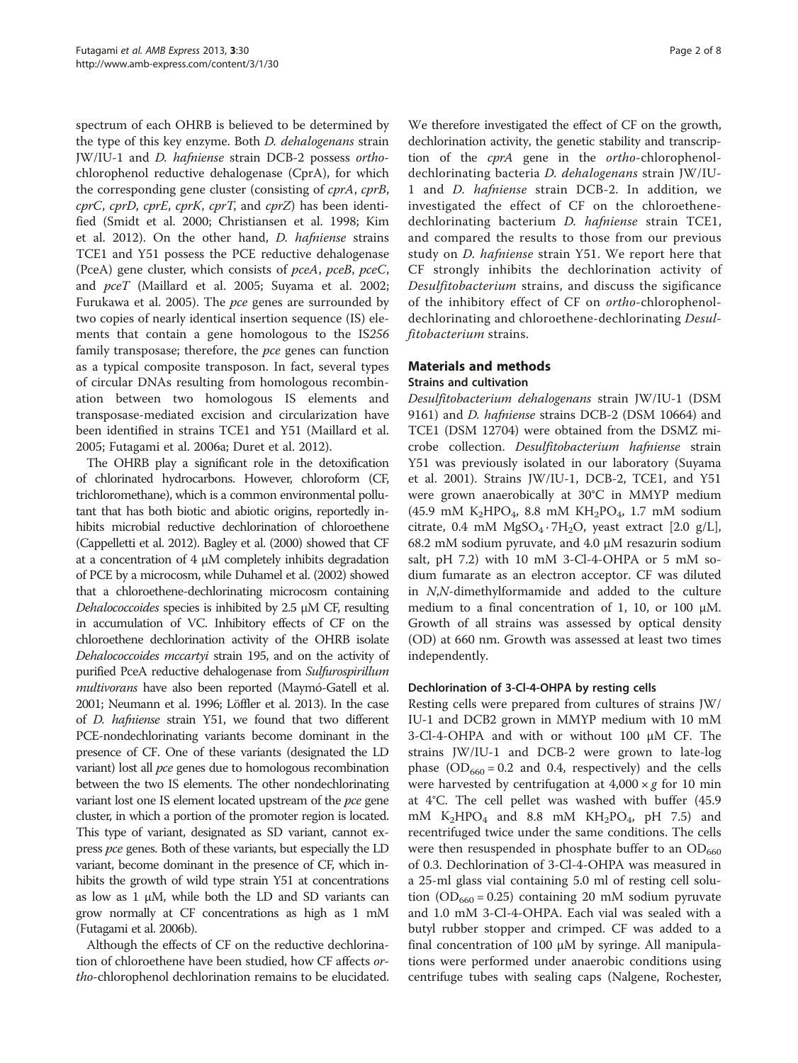spectrum of each OHRB is believed to be determined by the type of this key enzyme. Both *D. dehalogenans* strain JW/IU-1 and *D. hafniense* strain DCB-2 possess *ortho*-chlorophenol reductive dehalogenase (CprA), for which the corresponding gene cluster (consisting of *cprA*, *cprB*, *cprC*, *cprD*, *cprE*, *cprK*, *cprT*, and *cprZ*) has been identified (Smidt et al. 2000; Christiansen et al. 1998; Kim et al. 2012). On the other hand, *D. hafniense* strains TCE1 and Y51 possess the PCE reductive dehalogenase (PceA) gene cluster, which consists of *pceA*, *pceB*, *pceC*, and *pceT* (Maillard et al. 2005; Suyama et al. 2002; Furukawa et al. 2005). The *pce* genes are surrounded by two copies of nearly identical insertion sequence (IS) elements that contain a gene homologous to the IS*256* family transposase; therefore, the *pce* genes can function as a typical composite transposon. In fact, several types of circular DNAs resulting from homologous recombination between two homologous IS elements and transposase-mediated excision and circularization have been identified in strains TCE1 and Y51 (Maillard et al. 2005; Futagami et al. 2006a; Duret et al. 2012).

The OHRB play a significant role in the detoxification of chlorinated hydrocarbons. However, chloroform (CF, trichloromethane), which is a common environmental pollutant that has both biotic and abiotic origins, reportedly inhibits microbial reductive dechlorination of chloroethene (Cappelletti et al. 2012). Bagley et al. (2000) showed that CF at a concentration of 4 μM completely inhibits degradation of PCE by a microcosm, while Duhamel et al. (2002) showed that a chloroethene-dechlorinating microcosm containing *Dehalococcoides* species is inhibited by 2.5 μM CF, resulting in accumulation of VC. Inhibitory effects of CF on the chloroethene dechlorination activity of the OHRB isolate *Dehalococcoides mccartyi* strain 195, and on the activity of purified PceA reductive dehalogenase from *Sulfurospirillum multivorans* have also been reported (Maymó-Gatell et al. 2001; Neumann et al. 1996; Löffler et al. 2013). In the case of *D. hafniense* strain Y51, we found that two different PCE-nondechlorinating variants become dominant in the presence of CF. One of these variants (designated the LD variant) lost all *pce* genes due to homologous recombination between the two IS elements. The other nondechlorinating variant lost one IS element located upstream of the *pce* gene cluster, in which a portion of the promoter region is located. This type of variant, designated as SD variant, cannot express *pce* genes. Both of these variants, but especially the LD variant, become dominant in the presence of CF, which inhibits the growth of wild type strain Y51 at concentrations as low as 1 μM, while both the LD and SD variants can grow normally at CF concentrations as high as 1 mM (Futagami et al. 2006b).

Although the effects of CF on the reductive dechlorination of chloroethene have been studied, how CF affects *ortho*-chlorophenol dechlorination remains to be elucidated. We therefore investigated the effect of CF on the growth, dechlorination activity, the genetic stability and transcription of the *cprA* gene in the *ortho*-chlorophenol-dechlorinating bacteria *D. dehalogenans* strain JW/IU-1 and *D. hafniense* strain DCB-2. In addition, we investigated the effect of CF on the chloroethene-dechlorinating bacterium *D. hafniense* strain TCE1, and compared the results to those from our previous study on *D. hafniense* strain Y51. We report here that CF strongly inhibits the dechlorination activity of *Desulfitobacterium* strains, and discuss the sigificance of the inhibitory effect of CF on *ortho*-chlorophenol-dechlorinating and chloroethene-dechlorinating *Desulfitobacterium* strains.

## Materials and methods

### Strains and cultivation

*Desulfitobacterium dehalogenans* strain JW/IU-1 (DSM 9161) and *D. hafniense* strains DCB-2 (DSM 10664) and TCE1 (DSM 12704) were obtained from the DSMZ microbe collection. *Desulfitobacterium hafniense* strain Y51 was previously isolated in our laboratory (Suyama et al. 2001). Strains JW/IU-1, DCB-2, TCE1, and Y51 were grown anaerobically at 30°C in MMYP medium (45.9 mM $K_2HPO_4$, 8.8 mM $KH_2PO_4$, 1.7 mM sodium citrate, 0.4 mM $MgSO_4 \cdot 7H_2O$, yeast extract [2.0 g/L], 68.2 mM sodium pyruvate, and 4.0 μM resazurin sodium salt, pH 7.2) with 10 mM 3-Cl-4-OHPA or 5 mM sodium fumarate as an electron acceptor. CF was diluted in *N,N*-dimethylformamide and added to the culture medium to a final concentration of 1, 10, or 100 μM. Growth of all strains was assessed by optical density (OD) at 660 nm. Growth was assessed at least two times independently.

### Dechlorination of 3-Cl-4-OHPA by resting cells

Resting cells were prepared from cultures of strains JW/IU-1 and DCB2 grown in MMYP medium with 10 mM 3-Cl-4-OHPA and with or without 100 μM CF. The strains JW/IU-1 and DCB-2 were grown to late-log phase ($OD_{660}$ = 0.2 and 0.4, respectively) and the cells were harvested by centrifugation at 4,000 × *g* for 10 min at 4°C. The cell pellet was washed with buffer (45.9 mM $K_2HPO_4$ and 8.8 mM $KH_2PO_4$, pH 7.5) and recentrifuged twice under the same conditions. The cells were then resuspended in phosphate buffer to an $OD_{660}$ of 0.3. Dechlorination of 3-Cl-4-OHPA was measured in a 25-ml glass vial containing 5.0 ml of resting cell solution ($OD_{660}$ = 0.25) containing 20 mM sodium pyruvate and 1.0 mM 3-Cl-4-OHPA. Each vial was sealed with a butyl rubber stopper and crimped. CF was added to a final concentration of 100 μM by syringe. All manipulations were performed under anaerobic conditions using centrifuge tubes with sealing caps (Nalgene, Rochester,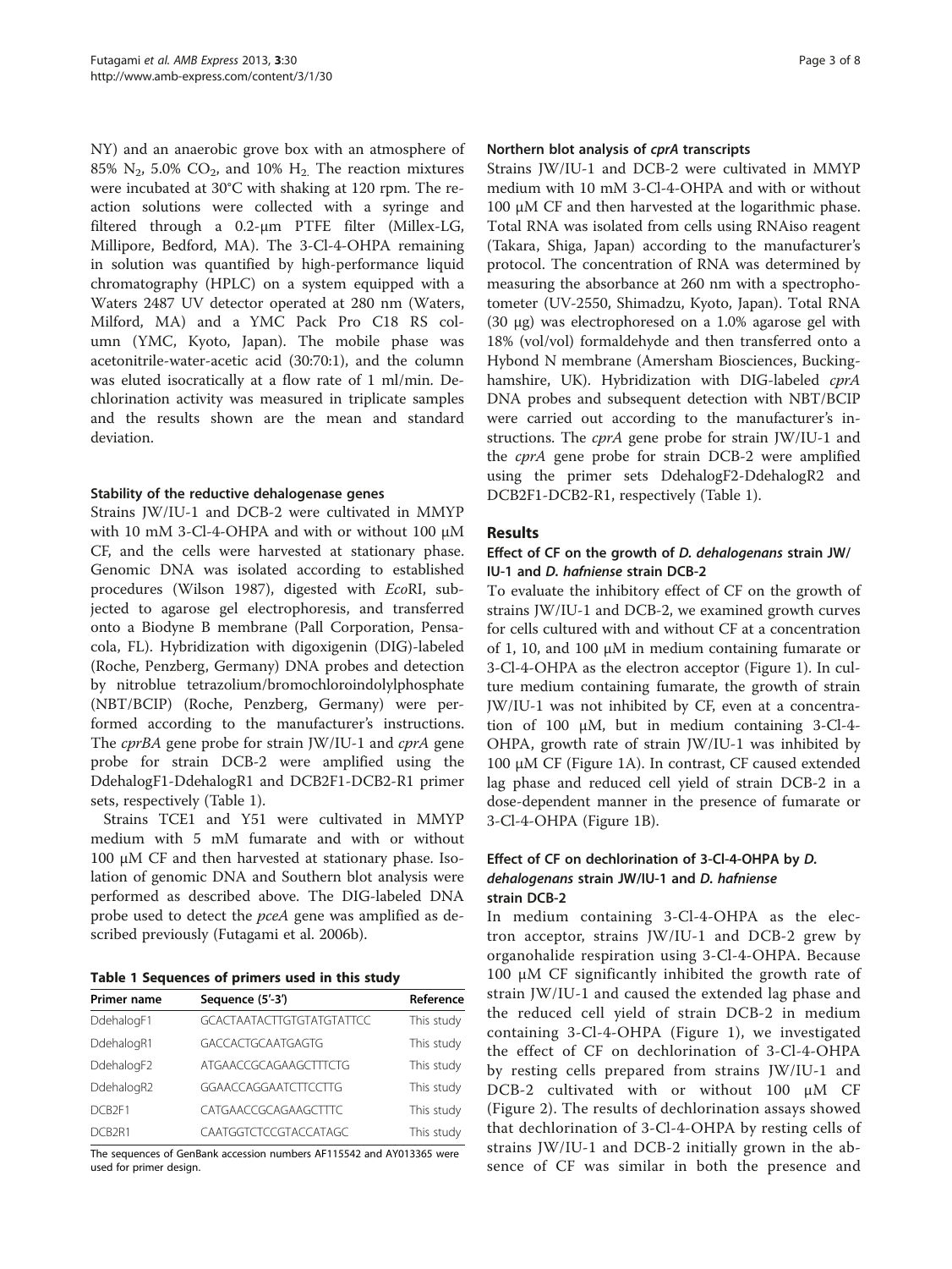NY) and an anaerobic grove box with an atmosphere of 85% $N_2$, 5.0% $CO_2$, and 10% $H_2$. The reaction mixtures were incubated at 30°C with shaking at 120 rpm. The reaction solutions were collected with a syringe and filtered through a 0.2-μm PTFE filter (Millex-LG, Millipore, Bedford, MA). The 3-Cl-4-OHPA remaining in solution was quantified by high-performance liquid chromatography (HPLC) on a system equipped with a Waters 2487 UV detector operated at 280 nm (Waters, Milford, MA) and a YMC Pack Pro C18 RS column (YMC, Kyoto, Japan). The mobile phase was acetonitrile-water-acetic acid (30:70:1), and the column was eluted isocratically at a flow rate of 1 ml/min. Dechlorination activity was measured in triplicate samples and the results shown are the mean and standard deviation.

#### Stability of the reductive dehalogenase genes

Strains JW/IU-1 and DCB-2 were cultivated in MMYP with 10 mM 3-Cl-4-OHPA and with or without 100 μM CF, and the cells were harvested at stationary phase. Genomic DNA was isolated according to established procedures (Wilson 1987), digested with *Eco*RI, subjected to agarose gel electrophoresis, and transferred onto a Biodyne B membrane (Pall Corporation, Pensacola, FL). Hybridization with digoxigenin (DIG)-labeled (Roche, Penzberg, Germany) DNA probes and detection by nitroblue tetrazolium/bromochloroindolylphosphate (NBT/BCIP) (Roche, Penzberg, Germany) were performed according to the manufacturer's instructions. The *cprBA* gene probe for strain JW/IU-1 and *cprA* gene probe for strain DCB-2 were amplified using the DdehalogF1-DdehalogR1 and DCB2F1-DCB2-R1 primer sets, respectively (Table 1).

Strains TCE1 and Y51 were cultivated in MMYP medium with 5 mM fumarate and with or without 100 μM CF and then harvested at stationary phase. Isolation of genomic DNA and Southern blot analysis were performed as described above. The DIG-labeled DNA probe used to detect the *pceA* gene was amplified as described previously (Futagami et al. 2006b).

**Table 1 Sequences of primers used in this study**

| Primer name | Sequence (5'-3') | Reference |
|---|---|---|
| DdehalogF1 | GCACTAATACTTGTGTATGTATTCC | This study |
| DdehalogR1 | GACCACTGCAATGAGTG | This study |
| DdehalogF2 | ATGAACCGCAGAAGCTTTCTG | This study |
| DdehalogR2 | GGAACCAGGAATCTTCCTTG | This study |
| DCB2F1 | CATGAACCGCAGAAGCTTTC | This study |
| DCB2R1 | CAATGGTCTCCGTACCATAGC | This study |

The sequences of GenBank accession numbers AF115542 and AY013365 were used for primer design.

#### Northern blot analysis of *cprA* transcripts

Strains JW/IU-1 and DCB-2 were cultivated in MMYP medium with 10 mM 3-Cl-4-OHPA and with or without 100 μM CF and then harvested at the logarithmic phase. Total RNA was isolated from cells using RNAiso reagent (Takara, Shiga, Japan) according to the manufacturer's protocol. The concentration of RNA was determined by measuring the absorbance at 260 nm with a spectrophotometer (UV-2550, Shimadzu, Kyoto, Japan). Total RNA (30 μg) was electrophoresed on a 1.0% agarose gel with 18% (vol/vol) formaldehyde and then transferred onto a Hybond N membrane (Amersham Biosciences, Buckinghamshire, UK). Hybridization with DIG-labeled *cprA* DNA probes and subsequent detection with NBT/BCIP were carried out according to the manufacturer's instructions. The *cprA* gene probe for strain JW/IU-1 and the *cprA* gene probe for strain DCB-2 were amplified using the primer sets DdehalogF2-DdehalogR2 and DCB2F1-DCB2-R1, respectively (Table 1).

## Results

#### Effect of CF on the growth of *D. dehalogenans* strain JW/IU-1 and *D. hafniense* strain DCB-2

To evaluate the inhibitory effect of CF on the growth of strains JW/IU-1 and DCB-2, we examined growth curves for cells cultured with and without CF at a concentration of 1, 10, and 100 μM in medium containing fumarate or 3-Cl-4-OHPA as the electron acceptor (Figure 1). In culture medium containing fumarate, the growth of strain JW/IU-1 was not inhibited by CF, even at a concentration of 100 μM, but in medium containing 3-Cl-4-OHPA, growth rate of strain JW/IU-1 was inhibited by 100 μM CF (Figure 1A). In contrast, CF caused extended lag phase and reduced cell yield of strain DCB-2 in a dose-dependent manner in the presence of fumarate or 3-Cl-4-OHPA (Figure 1B).

#### Effect of CF on dechlorination of 3-Cl-4-OHPA by *D. dehalogenans* strain JW/IU-1 and *D. hafniense* strain DCB-2

In medium containing 3-Cl-4-OHPA as the electron acceptor, strains JW/IU-1 and DCB-2 grew by organohalide respiration using 3-Cl-4-OHPA. Because 100 μM CF significantly inhibited the growth rate of strain JW/IU-1 and caused the extended lag phase and the reduced cell yield of strain DCB-2 in medium containing 3-Cl-4-OHPA (Figure 1), we investigated the effect of CF on dechlorination of 3-Cl-4-OHPA by resting cells prepared from strains JW/IU-1 and DCB-2 cultivated with or without 100 μM CF (Figure 2). The results of dechlorination assays showed that dechlorination of 3-Cl-4-OHPA by resting cells of strains JW/IU-1 and DCB-2 initially grown in the absence of CF was similar in both the presence and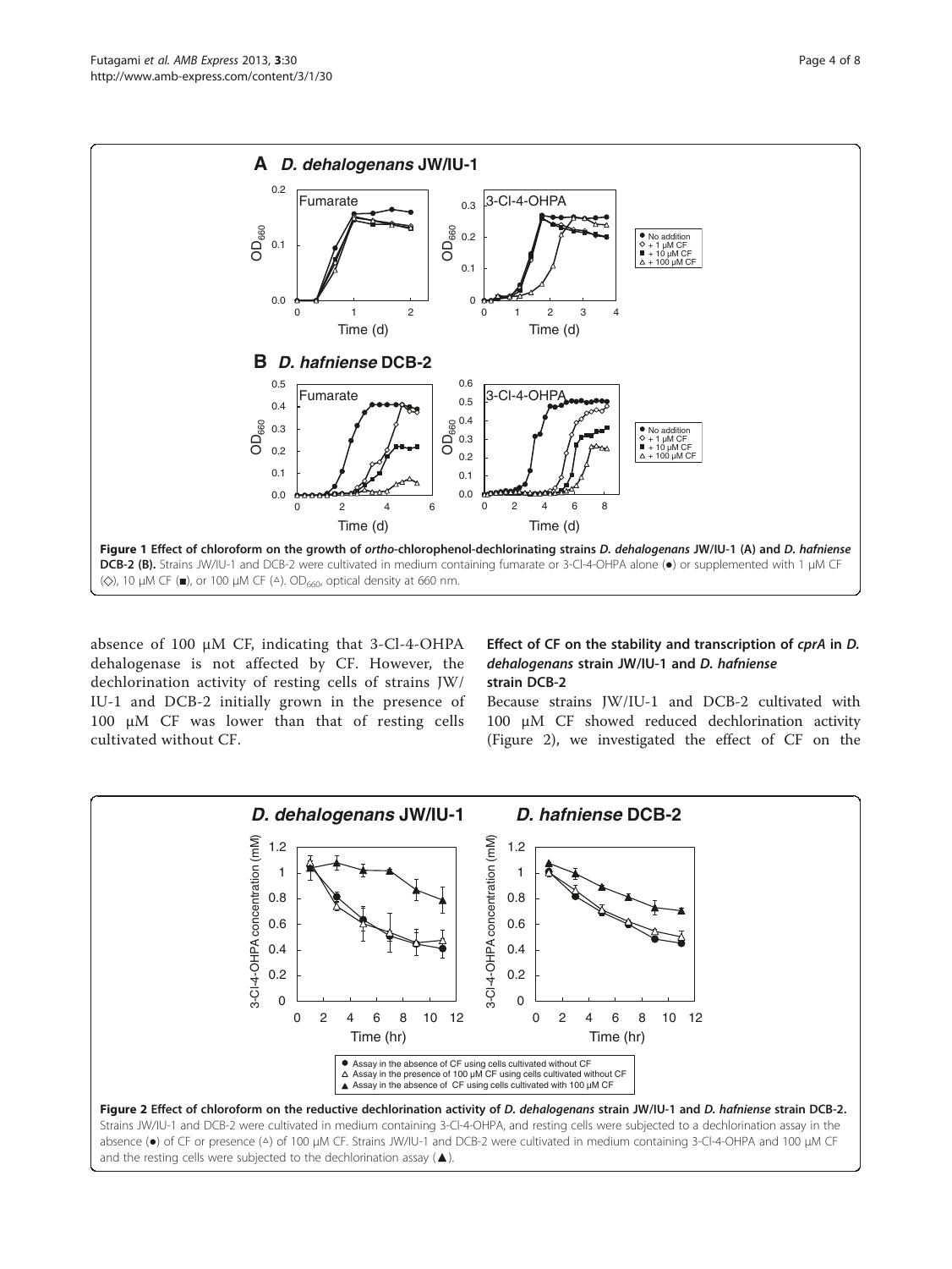**Figure 1 Effect of chloroform on the growth of *ortho*-chlorophenol-dechlorinating strains *D. dehalogenans* JW/IU-1 (A) and *D. hafniense* DCB-2 (B).** Strains JW/IU-1 and DCB-2 were cultivated in medium containing fumarate or 3-Cl-4-OHPA alone (●) or supplemented with 1 μM CF (◇), 10 μM CF (■), or 100 μM CF (△). $OD_{660}$, optical density at 660 nm.

absence of 100 μM CF, indicating that 3-Cl-4-OHPA dehalogenase is not affected by CF. However, the dechlorination activity of resting cells of strains JW/IU-1 and DCB-2 initially grown in the presence of 100 μM CF was lower than that of resting cells cultivated without CF.

### Effect of CF on the stability and transcription of *cprA* in *D. dehalogenans* strain JW/IU-1 and *D. hafniense* strain DCB-2

Because strains JW/IU-1 and DCB-2 cultivated with 100 μM CF showed reduced dechlorination activity (Figure 2), we investigated the effect of CF on the

**Figure 2 Effect of chloroform on the reductive dechlorination activity of *D. dehalogenans* strain JW/IU-1 and *D. hafniense* strain DCB-2.** Strains JW/IU-1 and DCB-2 were cultivated in medium containing 3-Cl-4-OHPA, and resting cells were subjected to a dechlorination assay in the absence (●) of CF or presence (△) of 100 μM CF. Strains JW/IU-1 and DCB-2 were cultivated in medium containing 3-Cl-4-OHPA and 100 μM CF and the resting cells were subjected to the dechlorination assay (▲).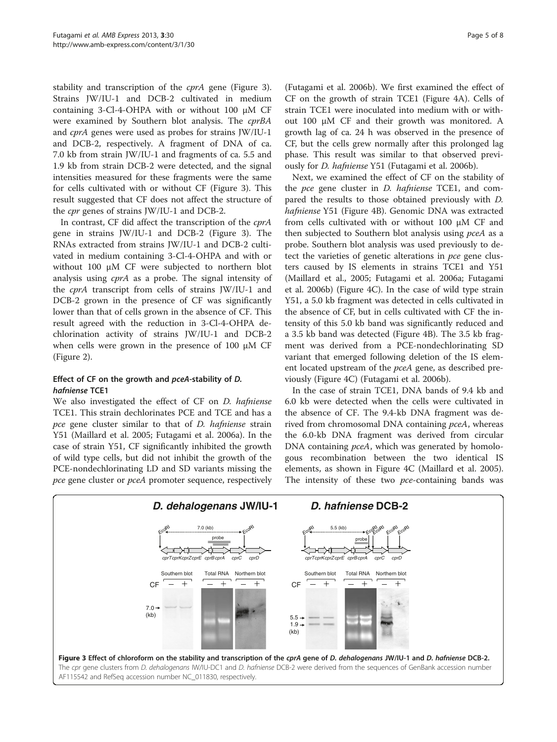stability and transcription of the *cprA* gene (Figure 3). Strains JW/IU-1 and DCB-2 cultivated in medium containing 3-Cl-4-OHPA with or without 100 μM CF were examined by Southern blot analysis. The *cprBA* and *cprA* genes were used as probes for strains JW/IU-1 and DCB-2, respectively. A fragment of DNA of ca. 7.0 kb from strain JW/IU-1 and fragments of ca. 5.5 and 1.9 kb from strain DCB-2 were detected, and the signal intensities measured for these fragments were the same for cells cultivated with or without CF (Figure 3). This result suggested that CF does not affect the structure of the *cpr* genes of strains JW/IU-1 and DCB-2.

In contrast, CF did affect the transcription of the *cprA* gene in strains JW/IU-1 and DCB-2 (Figure 3). The RNAs extracted from strains JW/IU-1 and DCB-2 cultivated in medium containing 3-Cl-4-OHPA and with or without 100 μM CF were subjected to northern blot analysis using *cprA* as a probe. The signal intensity of the *cprA* transcript from cells of strains JW/IU-1 and DCB-2 grown in the presence of CF was significantly lower than that of cells grown in the absence of CF. This result agreed with the reduction in 3-Cl-4-OHPA dechlorination activity of strains JW/IU-1 and DCB-2 when cells were grown in the presence of 100 μM CF (Figure 2).

### Effect of CF on the growth and *pceA*-stability of *D. hafniense* TCE1

We also investigated the effect of CF on *D. hafniense* TCE1. This strain dechlorinates PCE and TCE and has a *pce* gene cluster similar to that of *D. hafniense* strain Y51 (Maillard et al. 2005; Futagami et al. 2006a). In the case of strain Y51, CF significantly inhibited the growth of wild type cells, but did not inhibit the growth of the PCE-nondechlorinating LD and SD variants missing the *pce* gene cluster or *pceA* promoter sequence, respectively (Futagami et al. 2006b). We first examined the effect of CF on the growth of strain TCE1 (Figure 4A). Cells of strain TCE1 were inoculated into medium with or without 100 μM CF and their growth was monitored. A growth lag of ca. 24 h was observed in the presence of CF, but the cells grew normally after this prolonged lag phase. This result was similar to that observed previously for *D. hafniense* Y51 (Futagami et al. 2006b).

Next, we examined the effect of CF on the stability of the *pce* gene cluster in *D. hafniense* TCE1, and compared the results to those obtained previously with *D. hafniense* Y51 (Figure 4B). Genomic DNA was extracted from cells cultivated with or without 100 μM CF and then subjected to Southern blot analysis using *pceA* as a probe. Southern blot analysis was used previously to detect the varieties of genetic alterations in *pce* gene clusters caused by IS elements in strains TCE1 and Y51 (Maillard et al., 2005; Futagami et al. 2006a; Futagami et al. 2006b) (Figure 4C). In the case of wild type strain Y51, a 5.0 kb fragment was detected in cells cultivated in the absence of CF, but in cells cultivated with CF the intensity of this 5.0 kb band was significantly reduced and a 3.5 kb band was detected (Figure 4B). The 3.5 kb fragment was derived from a PCE-nondechlorinating SD variant that emerged following deletion of the IS element located upstream of the *pceA* gene, as described previously (Figure 4C) (Futagami et al. 2006b).

In the case of strain TCE1, DNA bands of 9.4 kb and 6.0 kb were detected when the cells were cultivated in the absence of CF. The 9.4-kb DNA fragment was derived from chromosomal DNA containing *pceA*, whereas the 6.0-kb DNA fragment was derived from circular DNA containing *pceA*, which was generated by homologous recombination between the two identical IS elements, as shown in Figure 4C (Maillard et al. 2005). The intensity of these two *pce*-containing bands was

**Figure 3 Effect of chloroform on the stability and transcription of the *cprA* gene of *D. dehalogenans* JW/IU-1 and *D. hafniense* DCB-2.** The *cpr* gene clusters from *D. dehalogenans* IW/IU-DC1 and *D. hafniense* DCB-2 were derived from the sequences of GenBank accession number AF115542 and RefSeq accession number NC_011830, respectively.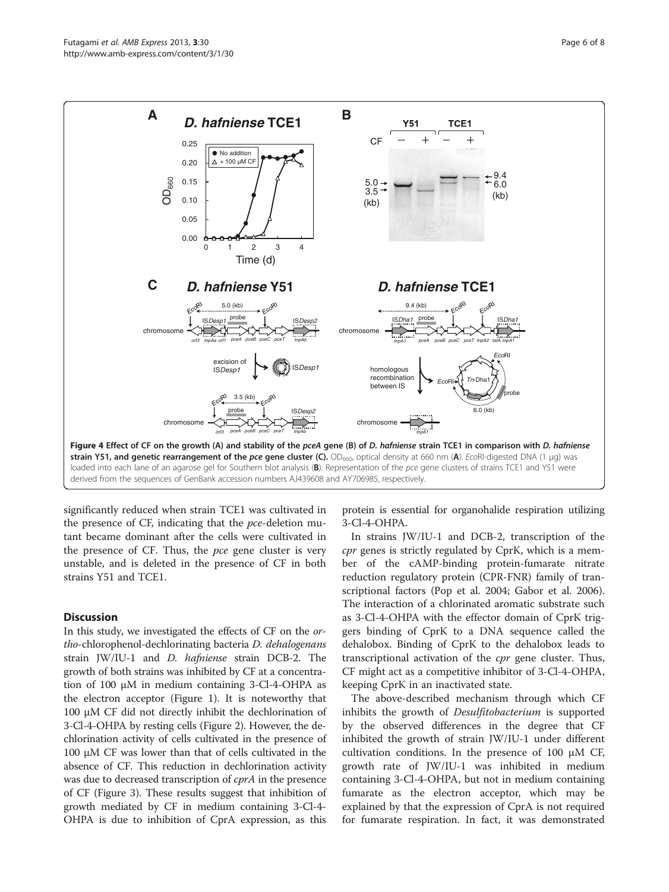**Figure 4 Effect of CF on the growth (A) and stability of the *pceA* gene (B) of *D. hafniense* strain TCE1 in comparison with *D. hafniense* strain Y51, and genetic rearrangement of the *pce* gene cluster (C).** $OD_{660}$, optical density at 660 nm (**A**). *Eco*RI-digested DNA (1 μg) was loaded into each lane of an agarose gel for Southern blot analysis (**B**). Representation of the *pce* gene clusters of strains TCE1 and Y51 were derived from the sequences of GenBank accession numbers AJ439608 and AY706985, respectively.

significantly reduced when strain TCE1 was cultivated in the presence of CF, indicating that the *pce*-deletion mutant became dominant after the cells were cultivated in the presence of CF. Thus, the *pce* gene cluster is very unstable, and is deleted in the presence of CF in both strains Y51 and TCE1.

## Discussion

In this study, we investigated the effects of CF on the *ortho*-chlorophenol-dechlorinating bacteria *D. dehalogenans* strain JW/IU-1 and *D. hafniense* strain DCB-2. The growth of both strains was inhibited by CF at a concentration of 100 μM in medium containing 3-Cl-4-OHPA as the electron acceptor (Figure 1). It is noteworthy that 100 μM CF did not directly inhibit the dechlorination of 3-Cl-4-OHPA by resting cells (Figure 2). However, the dechlorination activity of cells cultivated in the presence of 100 μM CF was lower than that of cells cultivated in the absence of CF. This reduction in dechlorination activity was due to decreased transcription of *cprA* in the presence of CF (Figure 3). These results suggest that inhibition of growth mediated by CF in medium containing 3-Cl-4-OHPA is due to inhibition of CprA expression, as this protein is essential for organohalide respiration utilizing 3-Cl-4-OHPA.

In strains JW/IU-1 and DCB-2, transcription of the *cpr* genes is strictly regulated by CprK, which is a member of the cAMP-binding protein-fumarate nitrate reduction regulatory protein (CPR-FNR) family of transcriptional factors (Pop et al. 2004; Gabor et al. 2006). The interaction of a chlorinated aromatic substrate such as 3-Cl-4-OHPA with the effector domain of CprK triggers binding of CprK to a DNA sequence called the dehalobox. Binding of CprK to the dehalobox leads to transcriptional activation of the *cpr* gene cluster. Thus, CF might act as a competitive inhibitor of 3-Cl-4-OHPA, keeping CprK in an inactivated state.

The above-described mechanism through which CF inhibits the growth of *Desulfitobacterium* is supported by the observed differences in the degree that CF inhibited the growth of strain JW/IU-1 under different cultivation conditions. In the presence of 100 μM CF, growth rate of JW/IU-1 was inhibited in medium containing 3-Cl-4-OHPA, but not in medium containing fumarate as the electron acceptor, which may be explained by that the expression of CprA is not required for fumarate respiration. In fact, it was demonstrated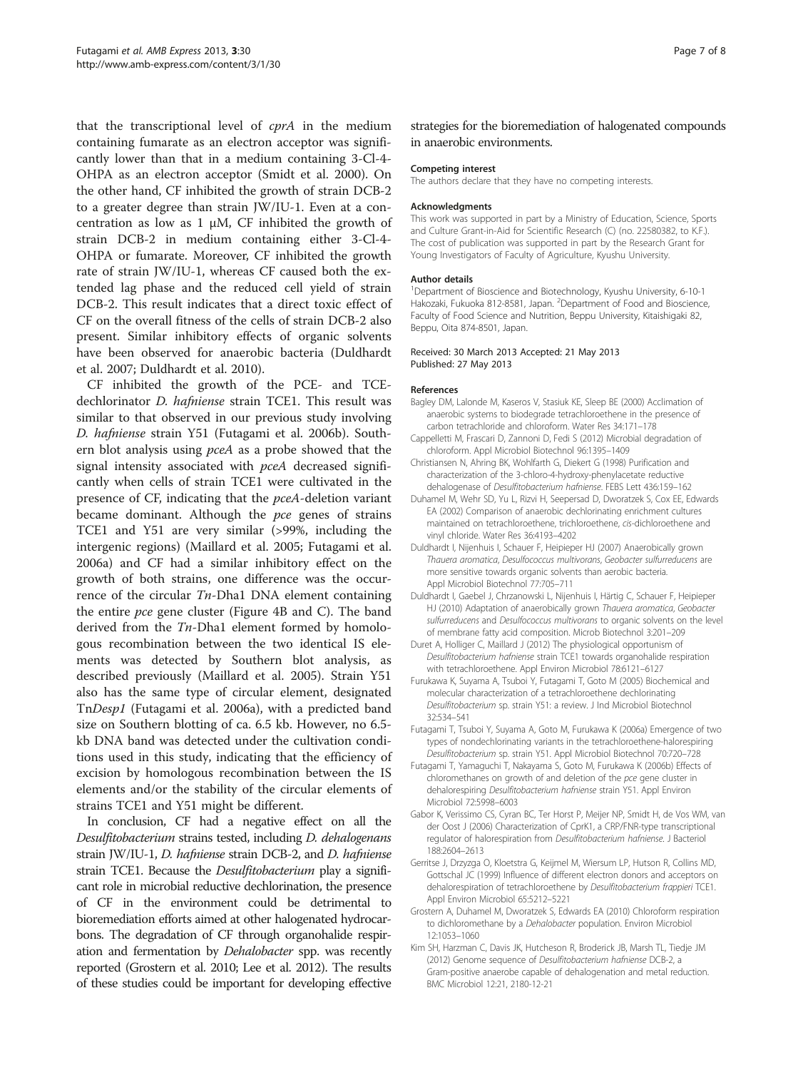that the transcriptional level of *cprA* in the medium containing fumarate as an electron acceptor was significantly lower than that in a medium containing 3-Cl-4-OHPA as an electron acceptor (Smidt et al. 2000). On the other hand, CF inhibited the growth of strain DCB-2 to a greater degree than strain JW/IU-1. Even at a concentration as low as 1 μM, CF inhibited the growth of strain DCB-2 in medium containing either 3-Cl-4-OHPA or fumarate. Moreover, CF inhibited the growth rate of strain JW/IU-1, whereas CF caused both the extended lag phase and the reduced cell yield of strain DCB-2. This result indicates that a direct toxic effect of CF on the overall fitness of the cells of strain DCB-2 also present. Similar inhibitory effects of organic solvents have been observed for anaerobic bacteria (Duldhardt et al. 2007; Duldhardt et al. 2010).

CF inhibited the growth of the PCE- and TCE-dechlorinator *D. hafniense* strain TCE1. This result was similar to that observed in our previous study involving *D. hafniense* strain Y51 (Futagami et al. 2006b). Southern blot analysis using *pceA* as a probe showed that the signal intensity associated with *pceA* decreased significantly when cells of strain TCE1 were cultivated in the presence of CF, indicating that the *pceA*-deletion variant became dominant. Although the *pce* genes of strains TCE1 and Y51 are very similar (>99%, including the intergenic regions) (Maillard et al. 2005; Futagami et al. 2006a) and CF had a similar inhibitory effect on the growth of both strains, one difference was the occurrence of the circular *Tn*-Dha1 DNA element containing the entire *pce* gene cluster (Figure 4B and C). The band derived from the *Tn*-Dha1 element formed by homologous recombination between the two identical IS elements was detected by Southern blot analysis, as described previously (Maillard et al. 2005). Strain Y51 also has the same type of circular element, designated Tn*Desp1* (Futagami et al. 2006a), with a predicted band size on Southern blotting of ca. 6.5 kb. However, no 6.5-kb DNA band was detected under the cultivation conditions used in this study, indicating that the efficiency of excision by homologous recombination between the IS elements and/or the stability of the circular elements of strains TCE1 and Y51 might be different.

In conclusion, CF had a negative effect on all the *Desulfitobacterium* strains tested, including *D. dehalogenans* strain JW/IU-1, *D. hafniense* strain DCB-2, and *D. hafniense* strain TCE1. Because the *Desulfitobacterium* play a significant role in microbial reductive dechlorination, the presence of CF in the environment could be detrimental to bioremediation efforts aimed at other halogenated hydrocarbons. The degradation of CF through organohalide respiration and fermentation by *Dehalobacter* spp. was recently reported (Grostern et al. 2010; Lee et al. 2012). The results of these studies could be important for developing effective strategies for the bioremediation of halogenated compounds in anaerobic environments.

#### Competing interest
The authors declare that they have no competing interests.

#### Acknowledgments
This work was supported in part by a Ministry of Education, Science, Sports and Culture Grant-in-Aid for Scientific Research (C) (no. 22580382, to K.F.). The cost of publication was supported in part by the Research Grant for Young Investigators of Faculty of Agriculture, Kyushu University.

#### Author details
[1]Department of Bioscience and Biotechnology, Kyushu University, 6-10-1 Hakozaki, Fukuoka 812-8581, Japan. [2]Department of Food and Bioscience, Faculty of Food Science and Nutrition, Beppu University, Kitaishigaki 82, Beppu, Oita 874-8501, Japan.

Received: 30 March 2013 Accepted: 21 May 2013
Published: 27 May 2013

#### References

Bagley DM, Lalonde M, Kaseros V, Stasiuk KE, Sleep BE (2000) Acclimation of anaerobic systems to biodegrade tetrachloroethene in the presence of carbon tetrachloride and chloroform. Water Res 34:171–178

Cappelletti M, Frascari D, Zannoni D, Fedi S (2012) Microbial degradation of chloroform. Appl Microbiol Biotechnol 96:1395–1409

Christiansen N, Ahring BK, Wohlfarth G, Diekert G (1998) Purification and characterization of the 3-chloro-4-hydroxy-phenylacetate reductive dehalogenase of *Desulfitobacterium hafniense*. FEBS Lett 436:159–162

Duhamel M, Wehr SD, Yu L, Rizvi H, Seepersad D, Dworatzek S, Cox EE, Edwards EA (2002) Comparison of anaerobic dechlorinating enrichment cultures maintained on tetrachloroethene, trichloroethene, *cis*-dichloroethene and vinyl chloride. Water Res 36:4193–4202

Duldhardt I, Nijenhuis I, Schauer F, Heipieper HJ (2007) Anaerobically grown *Thauera aromatica*, *Desulfococcus multivorans*, *Geobacter sulfurreducens* are more sensitive towards organic solvents than aerobic bacteria. Appl Microbiol Biotechnol 77:705–711

Duldhardt I, Gaebel J, Chrzanowski L, Nijenhuis I, Härtig C, Schauer F, Heipieper HJ (2010) Adaptation of anaerobically grown *Thauera aromatica*, *Geobacter sulfurreducens* and *Desulfococcus multivorans* to organic solvents on the level of membrane fatty acid composition. Microb Biotechnol 3:201–209

Duret A, Holliger C, Maillard J (2012) The physiological opportunism of *Desulfitobacterium hafniense* strain TCE1 towards organohalide respiration with tetrachloroethene. Appl Environ Microbiol 78:6121–6127

Furukawa K, Suyama A, Tsuboi Y, Futagami T, Goto M (2005) Biochemical and molecular characterization of a tetrachloroethene dechlorinating *Desulfitobacterium* sp. strain Y51: a review. J Ind Microbiol Biotechnol 32:534–541

Futagami T, Tsuboi Y, Suyama A, Goto M, Furukawa K (2006a) Emergence of two types of nondechlorinating variants in the tetrachloroethene-halorespiring *Desulfitobacterium* sp. strain Y51. Appl Microbiol Biotechnol 70:720–728

Futagami T, Yamaguchi T, Nakayama S, Goto M, Furukawa K (2006b) Effects of chloromethanes on growth of and deletion of the *pce* gene cluster in dehalorespiring *Desulfitobacterium hafniense* strain Y51. Appl Environ Microbiol 72:5998–6003

Gabor K, Verissimo CS, Cyran BC, Ter Horst P, Meijer NP, Smidt H, de Vos WM, van der Oost J (2006) Characterization of CprK1, a CRP/FNR-type transcriptional regulator of halorespiration from *Desulfitobacterium hafniense*. J Bacteriol 188:2604–2613

Gerritse J, Drzyzga O, Kloetstra G, Keijmel M, Wiersum LP, Hutson R, Collins MD, Gottschal JC (1999) Influence of different electron donors and acceptors on dehalorespiration of tetrachloroethene by *Desulfitobacterium frappieri* TCE1. Appl Environ Microbiol 65:5212–5221

Grostern A, Duhamel M, Dworatzek S, Edwards EA (2010) Chloroform respiration to dichloromethane by a *Dehalobacter* population. Environ Microbiol 12:1053–1060

Kim SH, Harzman C, Davis JK, Hutcheson R, Broderick JB, Marsh TL, Tiedje JM (2012) Genome sequence of *Desulfitobacterium hafniense* DCB-2, a Gram-positive anaerobe capable of dehalogenation and metal reduction. BMC Microbiol 12:21, 2180-12-21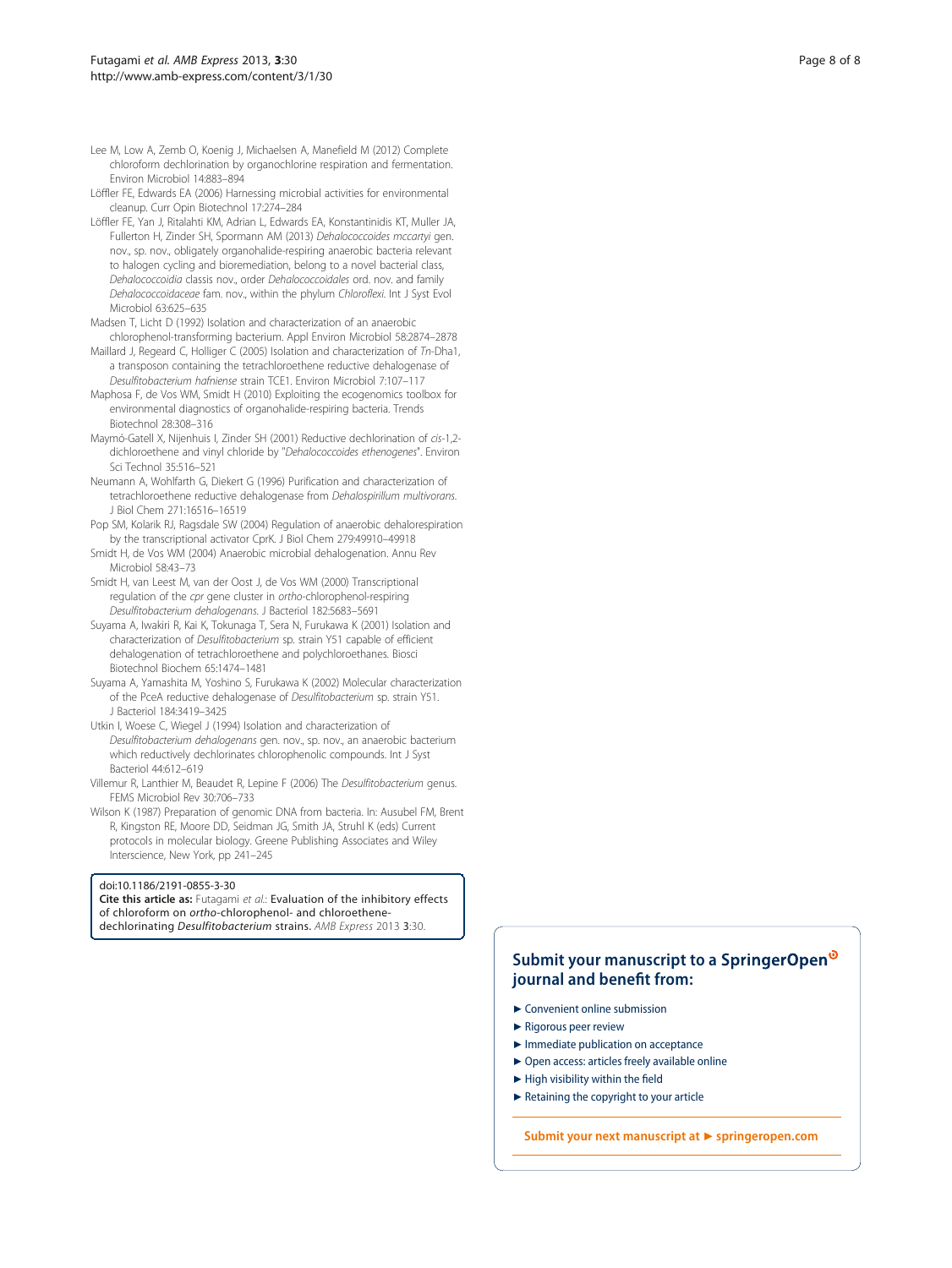Lee M, Low A, Zemb O, Koenig J, Michaelsen A, Manefield M (2012) Complete chloroform dechlorination by organochlorine respiration and fermentation. Environ Microbiol 14:883–894

Löffler FE, Edwards EA (2006) Harnessing microbial activities for environmental cleanup. Curr Opin Biotechnol 17:274–284

Löffler FE, Yan J, Ritalahti KM, Adrian L, Edwards EA, Konstantinidis KT, Muller JA, Fullerton H, Zinder SH, Spormann AM (2013) *Dehalococcoides mccartyi* gen. nov., sp. nov., obligately organohalide-respiring anaerobic bacteria relevant to halogen cycling and bioremediation, belong to a novel bacterial class, *Dehalococcoidia* classis nov., order *Dehalococcoidales* ord. nov. and family *Dehalococcoidaceae* fam. nov., within the phylum *Chloroflexi*. Int J Syst Evol Microbiol 63:625–635

Madsen T, Licht D (1992) Isolation and characterization of an anaerobic chlorophenol-transforming bacterium. Appl Environ Microbiol 58:2874–2878

Maillard J, Regeard C, Holliger C (2005) Isolation and characterization of *Tn*-Dha1, a transposon containing the tetrachloroethene reductive dehalogenase of *Desulfitobacterium hafniense* strain TCE1. Environ Microbiol 7:107–117

Maphosa F, de Vos WM, Smidt H (2010) Exploiting the ecogenomics toolbox for environmental diagnostics of organohalide-respiring bacteria. Trends Biotechnol 28:308–316

Maymó-Gatell X, Nijenhuis I, Zinder SH (2001) Reductive dechlorination of *cis*-1,2-dichloroethene and vinyl chloride by "*Dehalococcoides ethenogenes*". Environ Sci Technol 35:516–521

Neumann A, Wohlfarth G, Diekert G (1996) Purification and characterization of tetrachloroethene reductive dehalogenase from *Dehalospirillum multivorans*. J Biol Chem 271:16516–16519

Pop SM, Kolarik RJ, Ragsdale SW (2004) Regulation of anaerobic dehalorespiration by the transcriptional activator CprK. J Biol Chem 279:49910–49918

Smidt H, de Vos WM (2004) Anaerobic microbial dehalogenation. Annu Rev Microbiol 58:43–73

Smidt H, van Leest M, van der Oost J, de Vos WM (2000) Transcriptional regulation of the *cpr* gene cluster in *ortho*-chlorophenol-respiring *Desulfitobacterium dehalogenans*. J Bacteriol 182:5683–5691

Suyama A, Iwakiri R, Kai K, Tokunaga T, Sera N, Furukawa K (2001) Isolation and characterization of *Desulfitobacterium* sp. strain Y51 capable of efficient dehalogenation of tetrachloroethene and polychloroethanes. Biosci Biotechnol Biochem 65:1474–1481

Suyama A, Yamashita M, Yoshino S, Furukawa K (2002) Molecular characterization of the PceA reductive dehalogenase of *Desulfitobacterium* sp. strain Y51. J Bacteriol 184:3419–3425

Utkin I, Woese C, Wiegel J (1994) Isolation and characterization of *Desulfitobacterium dehalogenans* gen. nov., sp. nov., an anaerobic bacterium which reductively dechlorinates chlorophenolic compounds. Int J Syst Bacteriol 44:612–619

Villemur R, Lanthier M, Beaudet R, Lepine F (2006) The *Desulfitobacterium* genus. FEMS Microbiol Rev 30:706–733

Wilson K (1987) Preparation of genomic DNA from bacteria. In: Ausubel FM, Brent R, Kingston RE, Moore DD, Seidman JG, Smith JA, Struhl K (eds) Current protocols in molecular biology. Greene Publishing Associates and Wiley Interscience, New York, pp 241–245

doi:10.1186/2191-0855-3-30

**Cite this article as:** Futagami *et al.*: Evaluation of the inhibitory effects of chloroform on *ortho*-chlorophenol- and chloroethene-dechlorinating *Desulfitobacterium* strains. *AMB Express* 2013 **3**:30.

**Submit your manuscript to a SpringerOpen journal and benefit from:**

- ► Convenient online submission
- ► Rigorous peer review
- ► Immediate publication on acceptance
- ► Open access: articles freely available online
- ► High visibility within the field
- ► Retaining the copyright to your article

**Submit your next manuscript at ► springeropen.com**